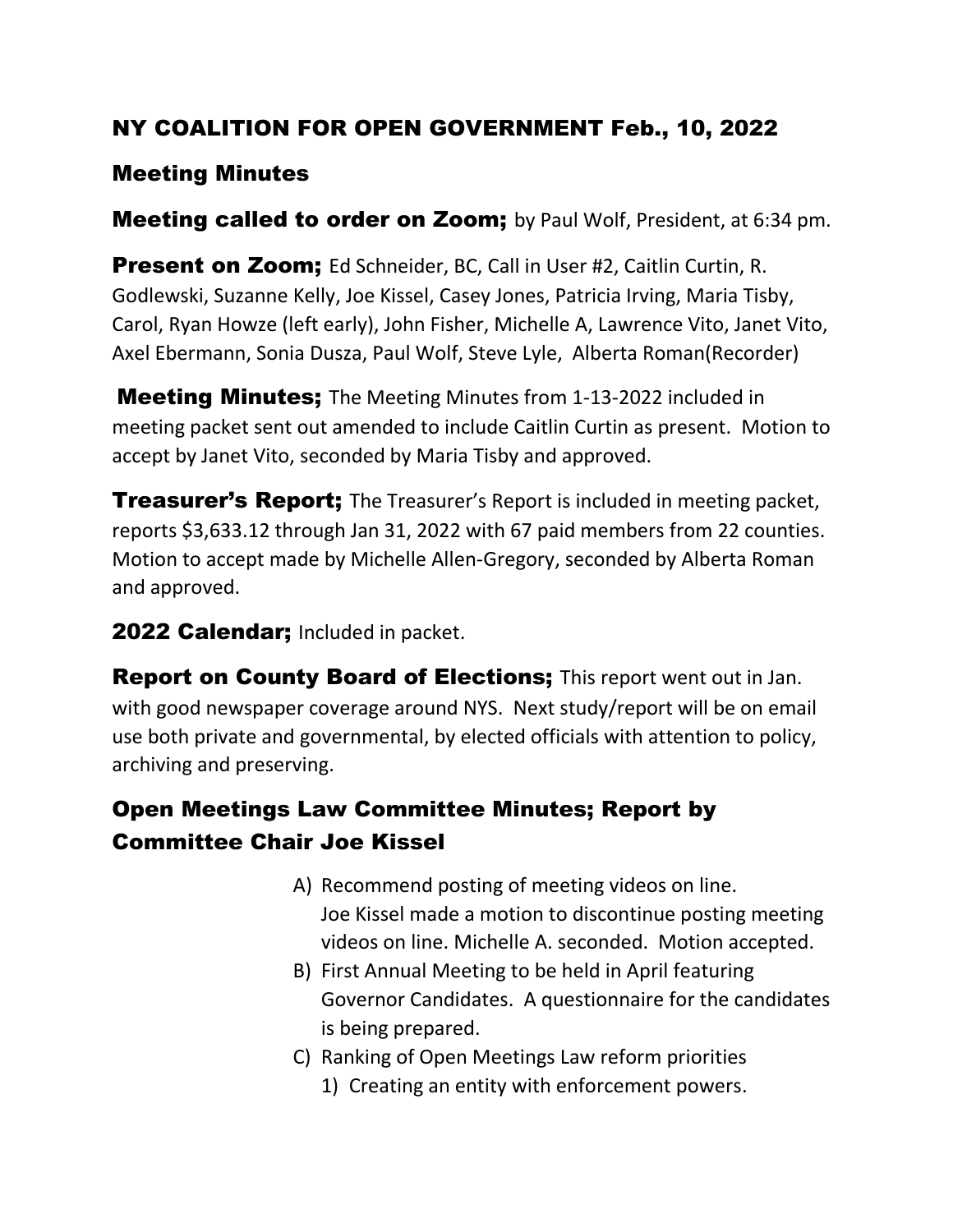## NY COALITION FOR OPEN GOVERNMENT Feb., 10, 2022

### Meeting Minutes

**Meeting called to order on Zoom;** by Paul Wolf, President, at 6:34 pm.

**Present on Zoom;** Ed Schneider, BC, Call in User #2, Caitlin Curtin, R. Godlewski, Suzanne Kelly, Joe Kissel, Casey Jones, Patricia Irving, Maria Tisby, Carol, Ryan Howze (left early), John Fisher, Michelle A, Lawrence Vito, Janet Vito, Axel Ebermann, Sonia Dusza, Paul Wolf, Steve Lyle, Alberta Roman(Recorder)

**Meeting Minutes;** The Meeting Minutes from 1-13-2022 included in meeting packet sent out amended to include Caitlin Curtin as present. Motion to accept by Janet Vito, seconded by Maria Tisby and approved.

**Treasurer's Report;** The Treasurer's Report is included in meeting packet, reports $3,633.12 through Jan 31, 2022 with 67 paid members from 22 counties. Motion to accept made by Michelle Allen-Gregory, seconded by Alberta Roman and approved.

**2022 Calendar;** Included in packet.

**Report on County Board of Elections;** This report went out in Jan. with good newspaper coverage around NYS. Next study/report will be on email use both private and governmental, by elected officials with attention to policy, archiving and preserving.

### Open Meetings Law Committee Minutes; Report by Committee Chair Joe Kissel

A) Recommend posting of meeting videos on line. Joe Kissel made a motion to discontinue posting meeting videos on line. Michelle A. seconded. Motion accepted.

B) First Annual Meeting to be held in April featuring Governor Candidates. A questionnaire for the candidates is being prepared.

C) Ranking of Open Meetings Law reform priorities

1) Creating an entity with enforcement powers.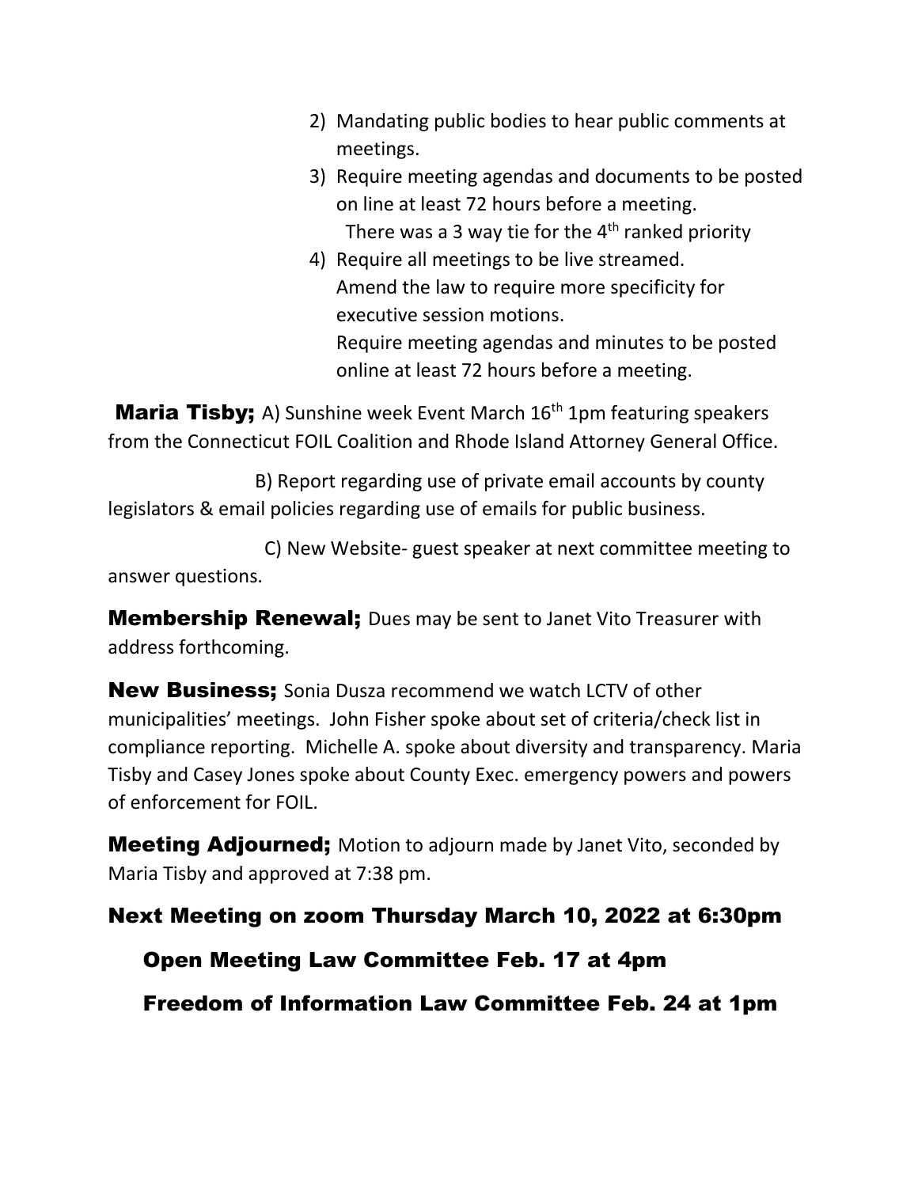2) Mandating public bodies to hear public comments at meetings.
3) Require meeting agendas and documents to be posted on line at least 72 hours before a meeting.
   There was a 3 way tie for the 4th ranked priority
4) Require all meetings to be live streamed.
   Amend the law to require more specificity for executive session motions.
   Require meeting agendas and minutes to be posted online at least 72 hours before a meeting.

**Maria Tisby;** A) Sunshine week Event March 16th 1pm featuring speakers from the Connecticut FOIL Coalition and Rhode Island Attorney General Office.

B) Report regarding use of private email accounts by county legislators & email policies regarding use of emails for public business.

C) New Website- guest speaker at next committee meeting to answer questions.

**Membership Renewal;** Dues may be sent to Janet Vito Treasurer with address forthcoming.

**New Business;** Sonia Dusza recommend we watch LCTV of other municipalities' meetings. John Fisher spoke about set of criteria/check list in compliance reporting. Michelle A. spoke about diversity and transparency. Maria Tisby and Casey Jones spoke about County Exec. emergency powers and powers of enforcement for FOIL.

**Meeting Adjourned;** Motion to adjourn made by Janet Vito, seconded by Maria Tisby and approved at 7:38 pm.

**Next Meeting on zoom Thursday March 10, 2022 at 6:30pm**

**Open Meeting Law Committee Feb. 17 at 4pm**

**Freedom of Information Law Committee Feb. 24 at 1pm**